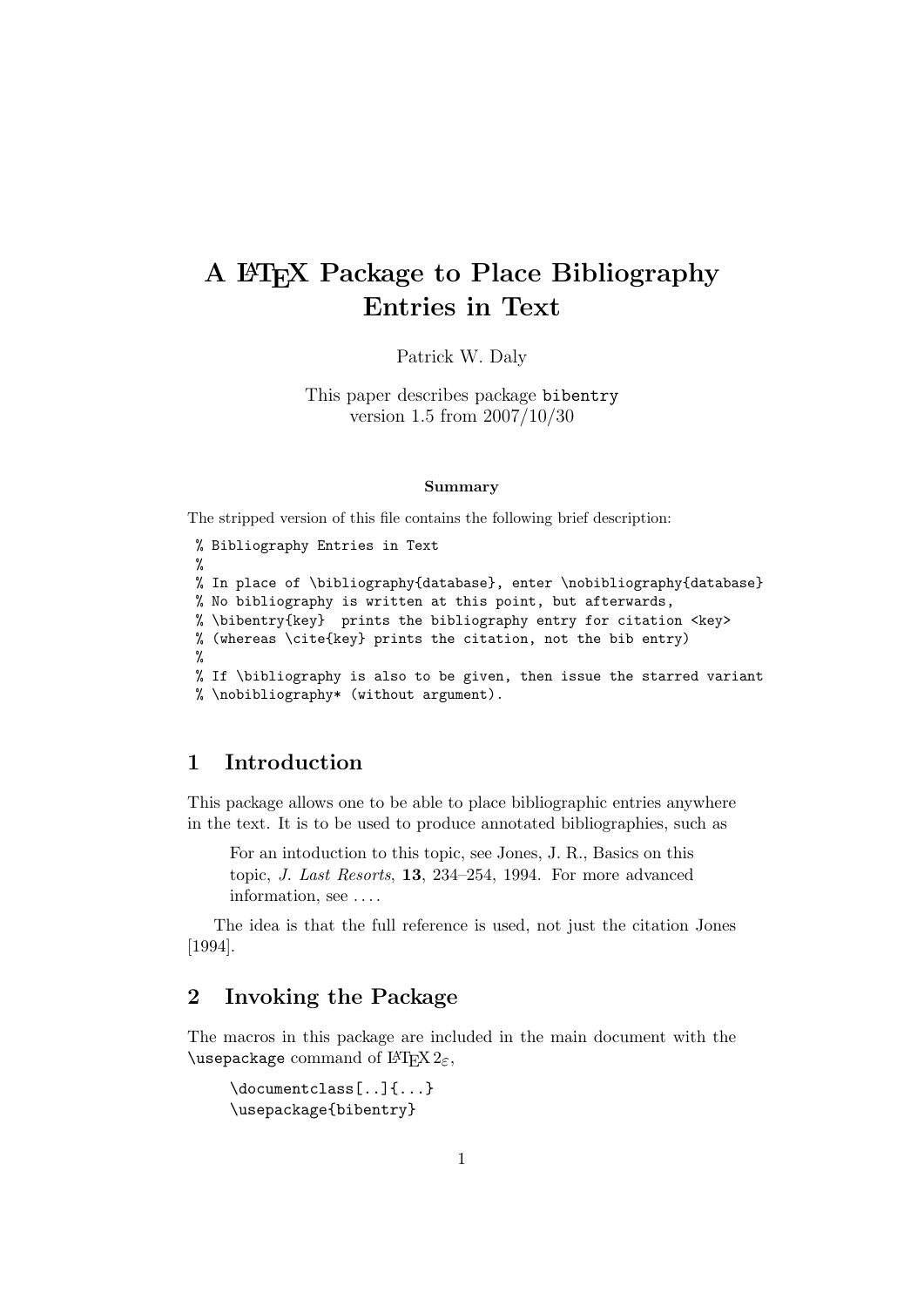# A LaTeX Package to Place Bibliography Entries in Text

Patrick W. Daly

This paper describes package `bibentry`
version 1.5 from 2007/10/30

**Summary**

The stripped version of this file contains the following brief description:

```
% Bibliography Entries in Text
%
% In place of \bibliography{database}, enter \nobibliography{database}
% No bibliography is written at this point, but afterwards,
% \bibentry{key}  prints the bibliography entry for citation <key>
% (whereas \cite{key} prints the citation, not the bib entry)
%
% If \bibliography is also to be given, then issue the starred variant
% \nobibliography* (without argument).
```

## 1 Introduction

This package allows one to be able to place bibliographic entries anywhere in the text. It is to be used to produce annotated bibliographies, such as

> For an intoduction to this topic, see Jones, J. R., Basics on this topic, *J. Last Resorts*, **13**, 234–254, 1994. For more advanced information, see . . . .

The idea is that the full reference is used, not just the citation Jones [1994].

## 2 Invoking the Package

The macros in this package are included in the main document with the `\usepackage` command of LaTeX $2_\varepsilon$,

```
\documentclass[..]{...}
\usepackage{bibentry}
```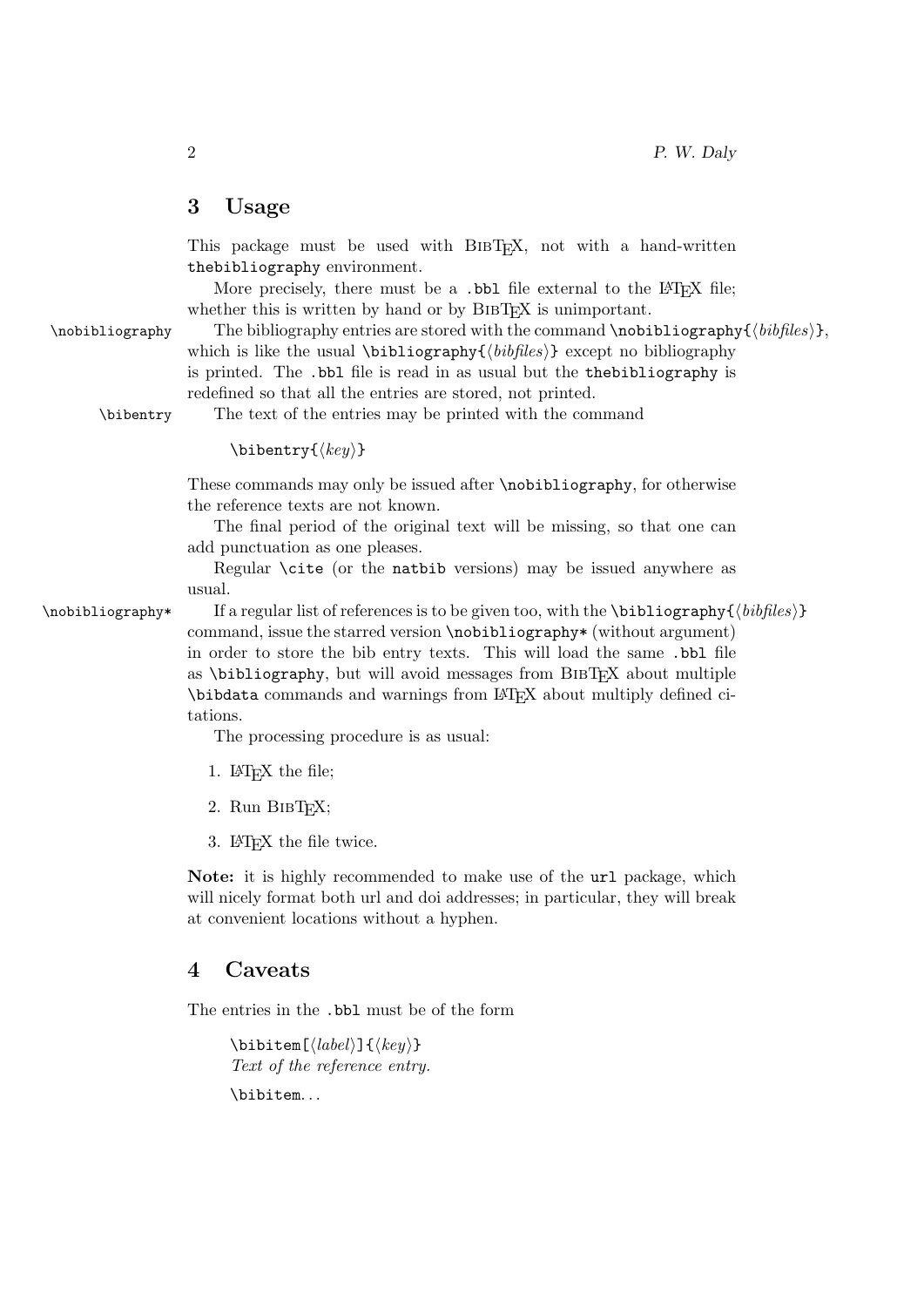## 3 Usage

This package must be used with BibTeX, not with a hand-written `thebibliography` environment.

More precisely, there must be a `.bbl` file external to the LaTeX file; whether this is written by hand or by BibTeX is unimportant.

`\nobibliography` The bibliography entries are stored with the command `\nobibliography{`⟨*bibfiles*⟩`}`, which is like the usual `\bibliography{`⟨*bibfiles*⟩`}` except no bibliography is printed. The `.bbl` file is read in as usual but the `thebibliography` is redefined so that all the entries are stored, not printed.

`\bibentry` The text of the entries may be printed with the command

> `\bibentry{`⟨*key*⟩`}`

These commands may only be issued after `\nobibliography`, for otherwise the reference texts are not known.

The final period of the original text will be missing, so that one can add punctuation as one pleases.

Regular `\cite` (or the `natbib` versions) may be issued anywhere as usual.

`\nobibliography*` If a regular list of references is to be given too, with the `\bibliography{`⟨*bibfiles*⟩`}` command, issue the starred version `\nobibliography*` (without argument) in order to store the bib entry texts. This will load the same `.bbl` file as `\bibliography`, but will avoid messages from BibTeX about multiple `\bibdata` commands and warnings from LaTeX about multiply defined citations.

The processing procedure is as usual:

1. LaTeX the file;
2. Run BibTeX;
3. LaTeX the file twice.

**Note:** it is highly recommended to make use of the `url` package, which will nicely format both url and doi addresses; in particular, they will break at convenient locations without a hyphen.

## 4 Caveats

The entries in the `.bbl` must be of the form

> `\bibitem[`⟨*label*⟩`]{`⟨*key*⟩`}`
> *Text of the reference entry.*
>
> `\bibitem`...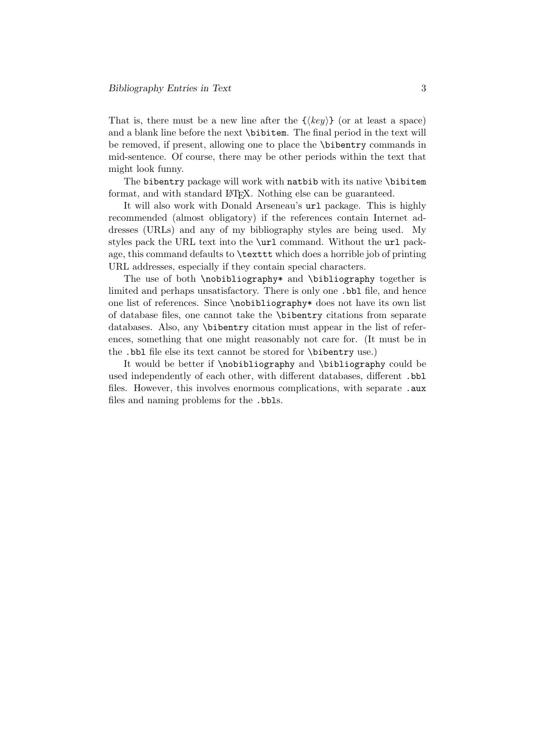That is, there must be a new line after the `{⟨key⟩}` (or at least a space) and a blank line before the next `\bibitem`. The final period in the text will be removed, if present, allowing one to place the `\bibentry` commands in mid-sentence. Of course, there may be other periods within the text that might look funny.

The `bibentry` package will work with `natbib` with its native `\bibitem` format, and with standard LaTeX. Nothing else can be guaranteed.

It will also work with Donald Arseneau's `url` package. This is highly recommended (almost obligatory) if the references contain Internet addresses (URLs) and any of my bibliography styles are being used. My styles pack the URL text into the `\url` command. Without the `url` package, this command defaults to `\texttt` which does a horrible job of printing URL addresses, especially if they contain special characters.

The use of both `\nobibliography*` and `\bibliography` together is limited and perhaps unsatisfactory. There is only one `.bbl` file, and hence one list of references. Since `\nobibliography*` does not have its own list of database files, one cannot take the `\bibentry` citations from separate databases. Also, any `\bibentry` citation must appear in the list of references, something that one might reasonably not care for. (It must be in the `.bbl` file else its text cannot be stored for `\bibentry` use.)

It would be better if `\nobibliography` and `\bibliography` could be used independently of each other, with different databases, different `.bbl` files. However, this involves enormous complications, with separate `.aux` files and naming problems for the `.bbl`s.